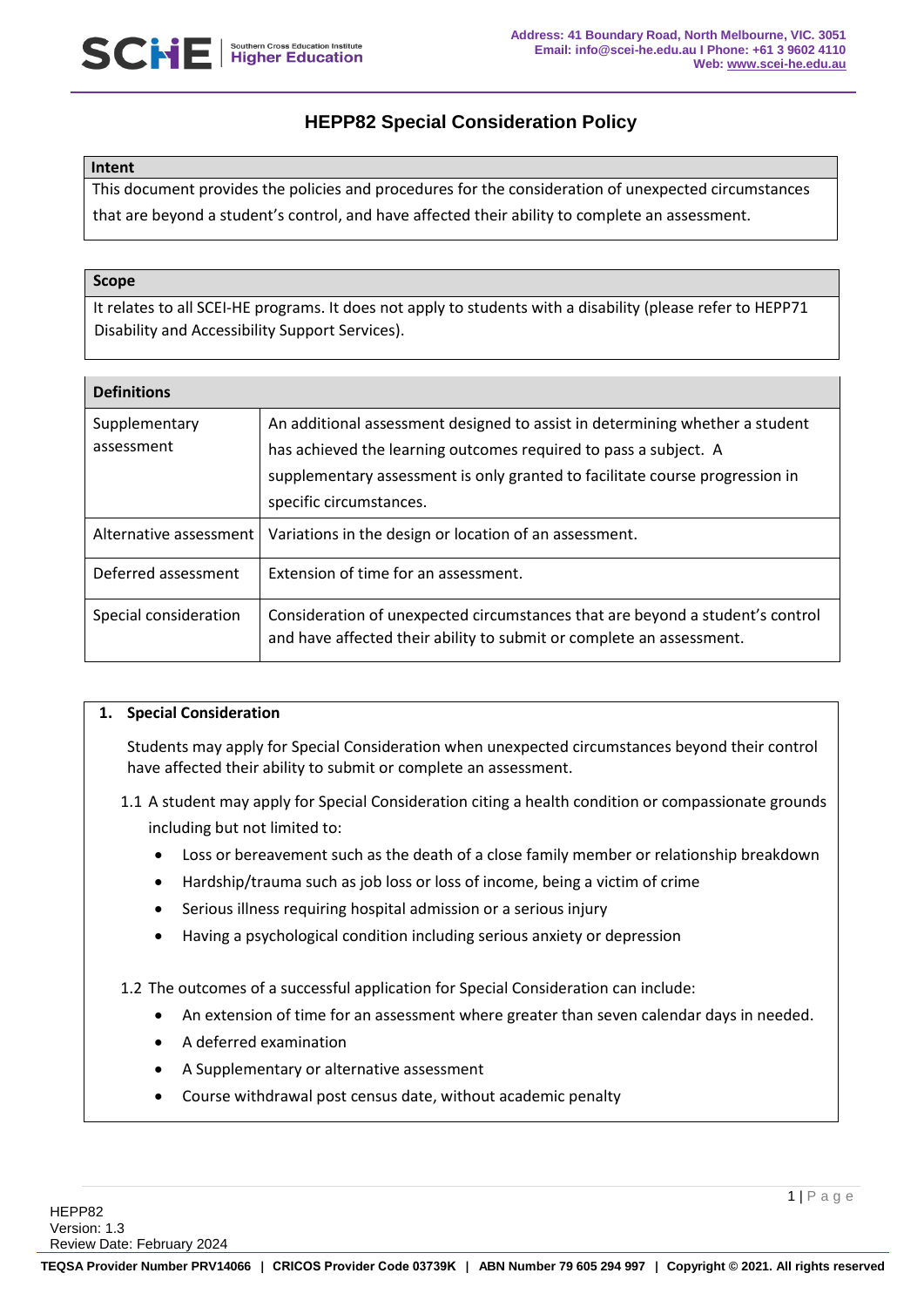# HEPP82 Special Consideration Policy

**Intent**

This document provides the policies and procedures for the consideration of unexpected circumstances that are beyond a student's control, and have affected their ability to complete an assessment.

**Scope**

It relates to all SCEI-HE programs. It does not apply to students with a disability (please refer to HEPP71 Disability and Accessibility Support Services).

| Definitions | |
|---|---|
| Supplementary assessment | An additional assessment designed to assist in determining whether a student has achieved the learning outcomes required to pass a subject. A supplementary assessment is only granted to facilitate course progression in specific circumstances. |
| Alternative assessment | Variations in the design or location of an assessment. |
| Deferred assessment | Extension of time for an assessment. |
| Special consideration | Consideration of unexpected circumstances that are beyond a student's control and have affected their ability to submit or complete an assessment. |

## 1. Special Consideration

Students may apply for Special Consideration when unexpected circumstances beyond their control have affected their ability to submit or complete an assessment.

1.1 A student may apply for Special Consideration citing a health condition or compassionate grounds including but not limited to:

- Loss or bereavement such as the death of a close family member or relationship breakdown
- Hardship/trauma such as job loss or loss of income, being a victim of crime
- Serious illness requiring hospital admission or a serious injury
- Having a psychological condition including serious anxiety or depression

1.2 The outcomes of a successful application for Special Consideration can include:

- An extension of time for an assessment where greater than seven calendar days in needed.
- A deferred examination
- A Supplementary or alternative assessment
- Course withdrawal post census date, without academic penalty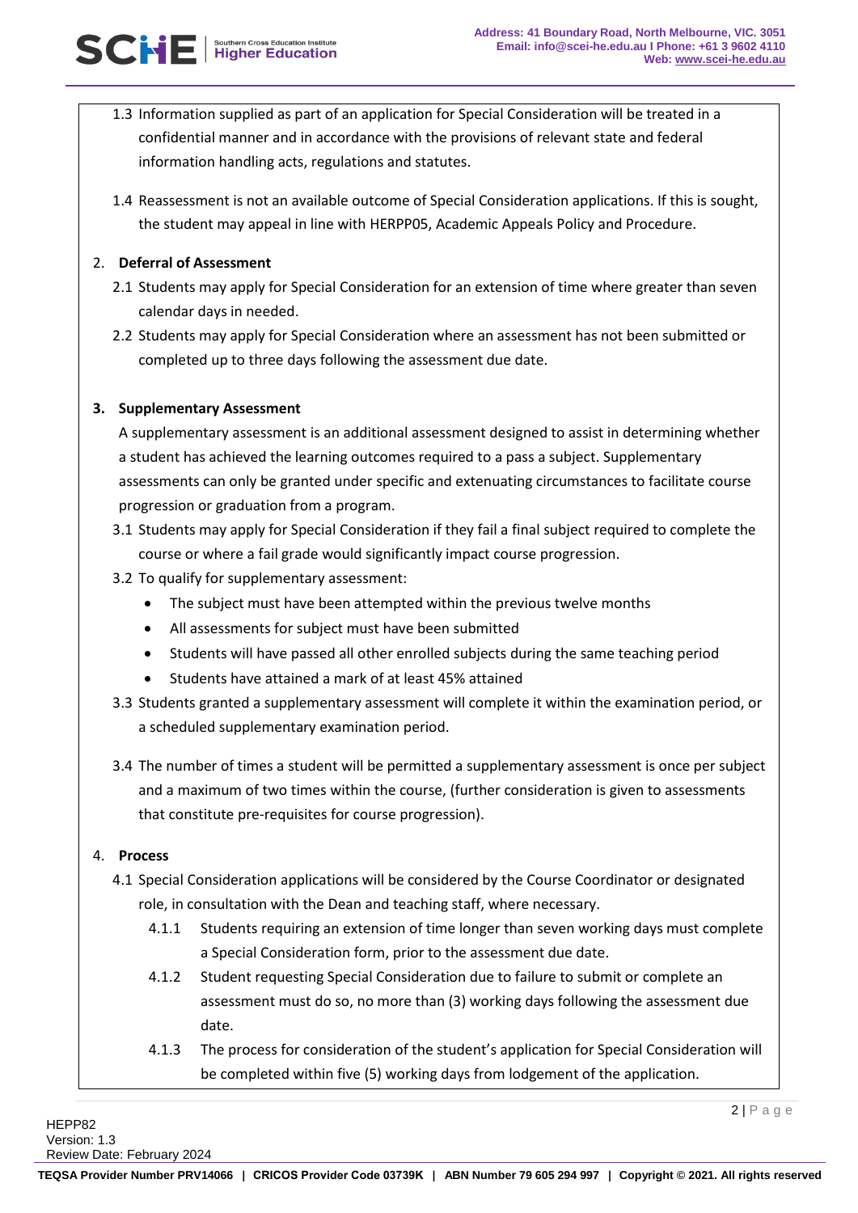1.3 Information supplied as part of an application for Special Consideration will be treated in a confidential manner and in accordance with the provisions of relevant state and federal information handling acts, regulations and statutes.

1.4 Reassessment is not an available outcome of Special Consideration applications. If this is sought, the student may appeal in line with HERPP05, Academic Appeals Policy and Procedure.

2. **Deferral of Assessment**

2.1 Students may apply for Special Consideration for an extension of time where greater than seven calendar days in needed.

2.2 Students may apply for Special Consideration where an assessment has not been submitted or completed up to three days following the assessment due date.

3. **Supplementary Assessment**

A supplementary assessment is an additional assessment designed to assist in determining whether a student has achieved the learning outcomes required to a pass a subject. Supplementary assessments can only be granted under specific and extenuating circumstances to facilitate course progression or graduation from a program.

3.1 Students may apply for Special Consideration if they fail a final subject required to complete the course or where a fail grade would significantly impact course progression.

3.2 To qualify for supplementary assessment:

- The subject must have been attempted within the previous twelve months
- All assessments for subject must have been submitted
- Students will have passed all other enrolled subjects during the same teaching period
- Students have attained a mark of at least 45% attained

3.3 Students granted a supplementary assessment will complete it within the examination period, or a scheduled supplementary examination period.

3.4 The number of times a student will be permitted a supplementary assessment is once per subject and a maximum of two times within the course, (further consideration is given to assessments that constitute pre-requisites for course progression).

4. **Process**

4.1 Special Consideration applications will be considered by the Course Coordinator or designated role, in consultation with the Dean and teaching staff, where necessary.

4.1.1 Students requiring an extension of time longer than seven working days must complete a Special Consideration form, prior to the assessment due date.

4.1.2 Student requesting Special Consideration due to failure to submit or complete an assessment must do so, no more than (3) working days following the assessment due date.

4.1.3 The process for consideration of the student's application for Special Consideration will be completed within five (5) working days from lodgement of the application.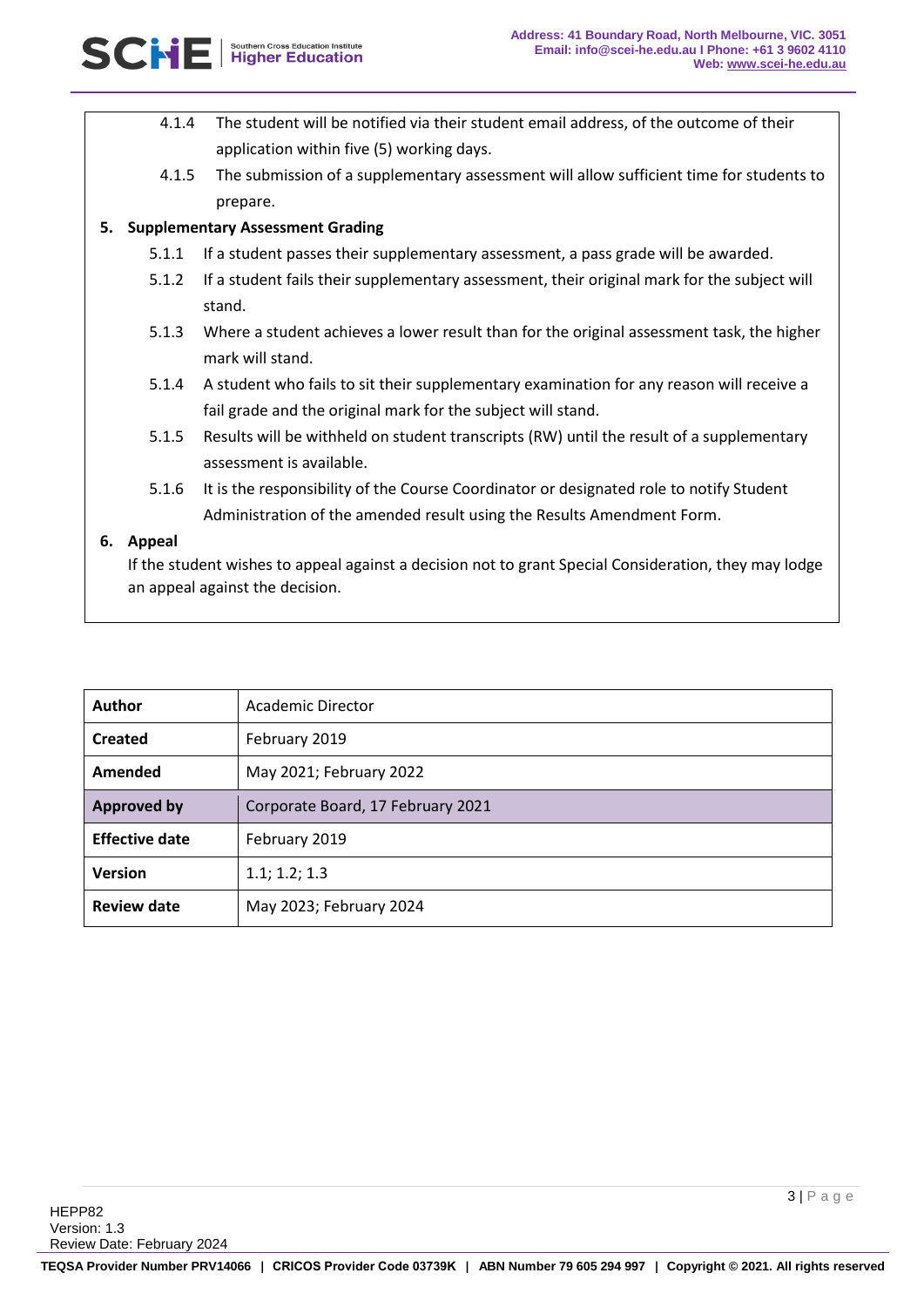4.1.4 The student will be notified via their student email address, of the outcome of their application within five (5) working days.

4.1.5 The submission of a supplementary assessment will allow sufficient time for students to prepare.

**5. Supplementary Assessment Grading**

5.1.1 If a student passes their supplementary assessment, a pass grade will be awarded.

5.1.2 If a student fails their supplementary assessment, their original mark for the subject will stand.

5.1.3 Where a student achieves a lower result than for the original assessment task, the higher mark will stand.

5.1.4 A student who fails to sit their supplementary examination for any reason will receive a fail grade and the original mark for the subject will stand.

5.1.5 Results will be withheld on student transcripts (RW) until the result of a supplementary assessment is available.

5.1.6 It is the responsibility of the Course Coordinator or designated role to notify Student Administration of the amended result using the Results Amendment Form.

**6. Appeal**

If the student wishes to appeal against a decision not to grant Special Consideration, they may lodge an appeal against the decision.

| | |
|---|---|
| **Author** | Academic Director |
| **Created** | February 2019 |
| **Amended** | May 2021; February 2022 |
| **Approved by** | Corporate Board, 17 February 2021 |
| **Effective date** | February 2019 |
| **Version** | 1.1; 1.2; 1.3 |
| **Review date** | May 2023; February 2024 |